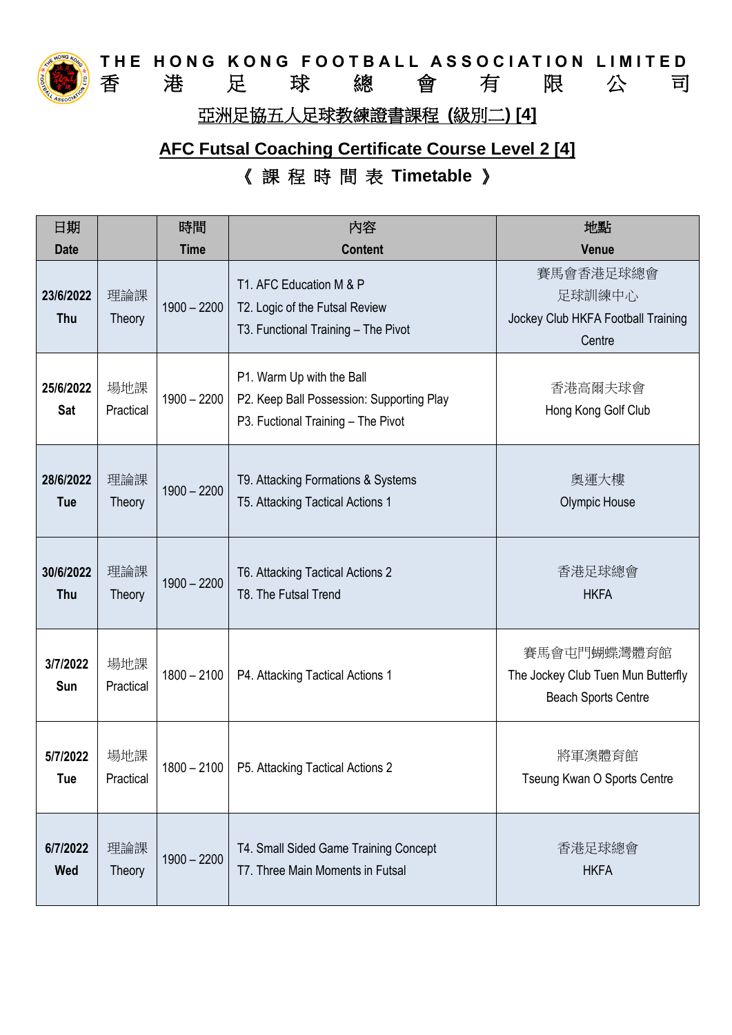THE HONG KONG FOOTBALL ASSOCIATION LIMITED
香 港 足 球 總 會 有 限 公 司

## 亞洲足協五人足球教練證書課程 (級別二) [4]

## AFC Futsal Coaching Certificate Course Level 2 [4]

### 《 課 程 時 間 表 Timetable 》

| 日期 Date | | 時間 Time | 內容 Content | 地點 Venue |
|---|---|---|---|---|
| 23/6/2022 Thu | 理論課 Theory | 1900 – 2200 | T1. AFC Education M & P<br>T2. Logic of the Futsal Review<br>T3. Functional Training – The Pivot | 賽馬會香港足球總會足球訓練中心<br>Jockey Club HKFA Football Training Centre |
| 25/6/2022 Sat | 場地課 Practical | 1900 – 2200 | P1. Warm Up with the Ball<br>P2. Keep Ball Possession: Supporting Play<br>P3. Fuctional Training – The Pivot | 香港高爾夫球會<br>Hong Kong Golf Club |
| 28/6/2022 Tue | 理論課 Theory | 1900 – 2200 | T9. Attacking Formations & Systems<br>T5. Attacking Tactical Actions 1 | 奧運大樓<br>Olympic House |
| 30/6/2022 Thu | 理論課 Theory | 1900 – 2200 | T6. Attacking Tactical Actions 2<br>T8. The Futsal Trend | 香港足球總會<br>HKFA |
| 3/7/2022 Sun | 場地課 Practical | 1800 – 2100 | P4. Attacking Tactical Actions 1 | 賽馬會屯門蝴蝶灣體育館<br>The Jockey Club Tuen Mun Butterfly Beach Sports Centre |
| 5/7/2022 Tue | 場地課 Practical | 1800 – 2100 | P5. Attacking Tactical Actions 2 | 將軍澳體育館<br>Tseung Kwan O Sports Centre |
| 6/7/2022 Wed | 理論課 Theory | 1900 – 2200 | T4. Small Sided Game Training Concept<br>T7. Three Main Moments in Futsal | 香港足球總會<br>HKFA |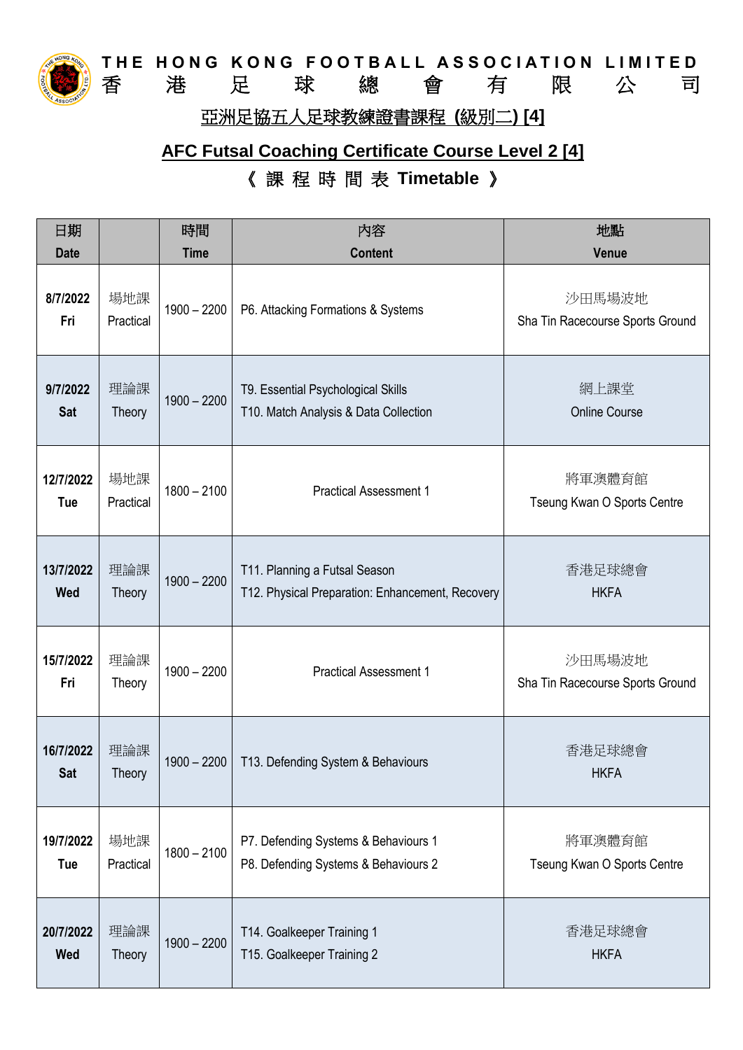THE HONG KONG FOOTBALL ASSOCIATION LIMITED
香　港　足　球　總　會　有　限　公　司

# 亞洲足協五人足球教練證書課程 (級別二) [4]

# AFC Futsal Coaching Certificate Course Level 2 [4]

## 《 課 程 時 間 表 Timetable 》

| 日期 Date | | 時間 Time | 內容 Content | 地點 Venue |
|---|---|---|---|---|
| 8/7/2022 Fri | 場地課 Practical | 1900 – 2200 | P6. Attacking Formations & Systems | 沙田馬場波地 Sha Tin Racecourse Sports Ground |
| 9/7/2022 Sat | 理論課 Theory | 1900 – 2200 | T9. Essential Psychological Skills<br>T10. Match Analysis & Data Collection | 網上課堂 Online Course |
| 12/7/2022 Tue | 場地課 Practical | 1800 – 2100 | Practical Assessment 1 | 將軍澳體育館 Tseung Kwan O Sports Centre |
| 13/7/2022 Wed | 理論課 Theory | 1900 – 2200 | T11. Planning a Futsal Season<br>T12. Physical Preparation: Enhancement, Recovery | 香港足球總會 HKFA |
| 15/7/2022 Fri | 理論課 Theory | 1900 – 2200 | Practical Assessment 1 | 沙田馬場波地 Sha Tin Racecourse Sports Ground |
| 16/7/2022 Sat | 理論課 Theory | 1900 – 2200 | T13. Defending System & Behaviours | 香港足球總會 HKFA |
| 19/7/2022 Tue | 場地課 Practical | 1800 – 2100 | P7. Defending Systems & Behaviours 1<br>P8. Defending Systems & Behaviours 2 | 將軍澳體育館 Tseung Kwan O Sports Centre |
| 20/7/2022 Wed | 理論課 Theory | 1900 – 2200 | T14. Goalkeeper Training 1<br>T15. Goalkeeper Training 2 | 香港足球總會 HKFA |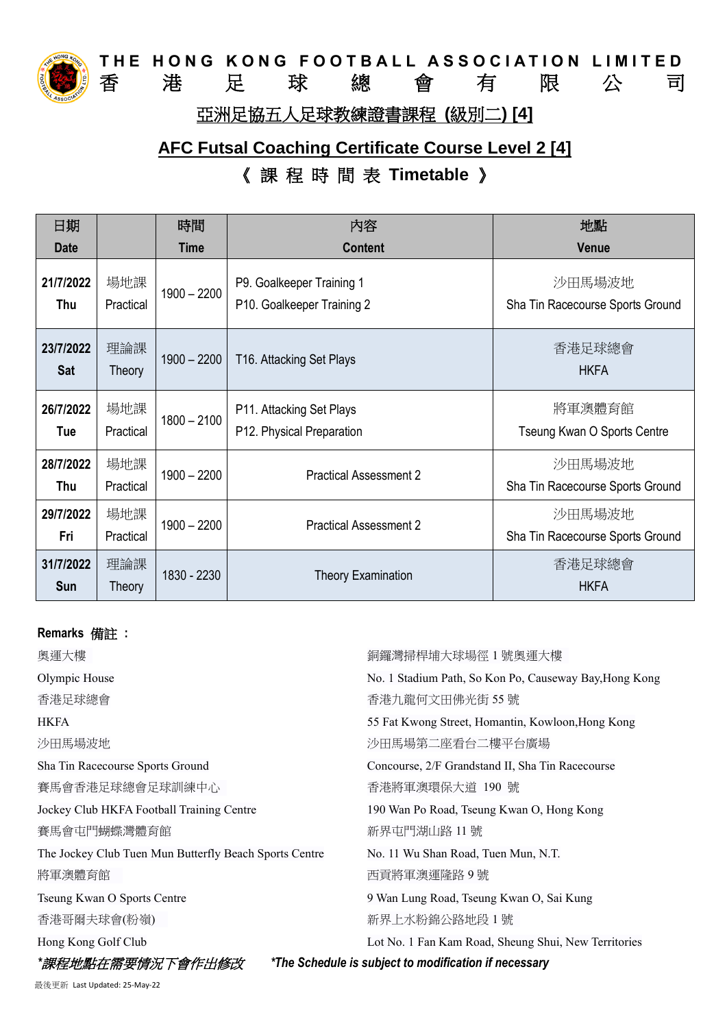THE HONG KONG FOOTBALL ASSOCIATION LIMITED
香 港 足 球 總 會 有 限 公 司

# 亞洲足協五人足球教練證書課程 (級別二) [4]

# AFC Futsal Coaching Certificate Course Level 2 [4]

## 《 課 程 時 間 表 Timetable 》

| 日期 Date | | 時間 Time | 內容 Content | 地點 Venue |
|---|---|---|---|---|
| 21/7/2022 Thu | 場地課 Practical | 1900 – 2200 | P9. Goalkeeper Training 1<br>P10. Goalkeeper Training 2 | 沙田馬場波地 Sha Tin Racecourse Sports Ground |
| 23/7/2022 Sat | 理論課 Theory | 1900 – 2200 | T16. Attacking Set Plays | 香港足球總會 HKFA |
| 26/7/2022 Tue | 場地課 Practical | 1800 – 2100 | P11. Attacking Set Plays<br>P12. Physical Preparation | 將軍澳體育館 Tseung Kwan O Sports Centre |
| 28/7/2022 Thu | 場地課 Practical | 1900 – 2200 | Practical Assessment 2 | 沙田馬場波地 Sha Tin Racecourse Sports Ground |
| 29/7/2022 Fri | 場地課 Practical | 1900 – 2200 | Practical Assessment 2 | 沙田馬場波地 Sha Tin Racecourse Sports Ground |
| 31/7/2022 Sun | 理論課 Theory | 1830 - 2230 | Theory Examination | 香港足球總會 HKFA |

**Remarks 備註 ：**

| | |
|---|---|
| 奧運大樓<br>Olympic House | 銅鑼灣掃桿埔大球場徑 1 號奧運大樓<br>No. 1 Stadium Path, So Kon Po, Causeway Bay,Hong Kong |
| 香港足球總會<br>HKFA | 香港九龍何文田佛光街 55 號<br>55 Fat Kwong Street, Homantin, Kowloon,Hong Kong |
| 沙田馬場波地<br>Sha Tin Racecourse Sports Ground | 沙田馬場第二座看台二樓平台廣場<br>Concourse, 2/F Grandstand II, Sha Tin Racecourse |
| 賽馬會香港足球總會足球訓練中心<br>Jockey Club HKFA Football Training Centre | 香港將軍澳環保大道 190 號<br>190 Wan Po Road, Tseung Kwan O, Hong Kong |
| 賽馬會屯門蝴蝶灣體育館<br>The Jockey Club Tuen Mun Butterfly Beach Sports Centre | 新界屯門湖山路 11 號<br>No. 11 Wu Shan Road, Tuen Mun, N.T. |
| 將軍澳體育館<br>Tseung Kwan O Sports Centre | 西貢將軍澳運隆路 9 號<br>9 Wan Lung Road, Tseung Kwan O, Sai Kung |
| 香港哥爾夫球會(粉嶺)<br>Hong Kong Golf Club | 新界上水粉錦公路地段 1 號<br>Lot No. 1 Fan Kam Road, Sheung Shui, New Territories |

***課程地點在需要情況下會作出修改** ***The Schedule is subject to modification if necessary***

最後更新 Last Updated: 25-May-22